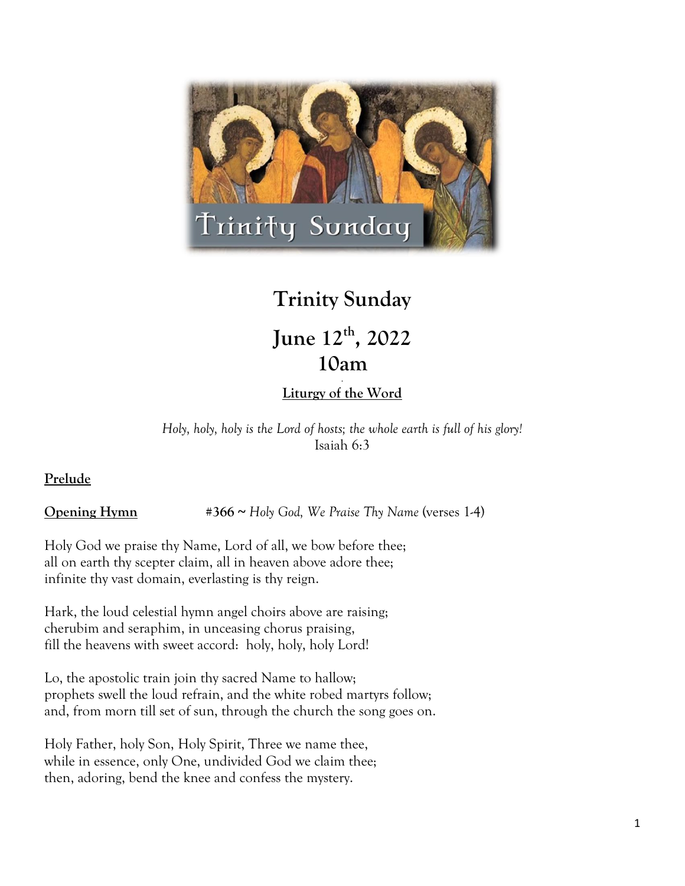# Trinity Sunday

## June 12th, 2022
## 10am

**Liturgy of the Word**

*Holy, holy, holy is the Lord of hosts; the whole earth is full of his glory!*
Isaiah 6:3

**Prelude**

**Opening Hymn** **#366 ~** *Holy God, We Praise Thy Name* (verses 1-4)

Holy God we praise thy Name, Lord of all, we bow before thee;
all on earth thy scepter claim, all in heaven above adore thee;
infinite thy vast domain, everlasting is thy reign.

Hark, the loud celestial hymn angel choirs above are raising;
cherubim and seraphim, in unceasing chorus praising,
fill the heavens with sweet accord: holy, holy, holy Lord!

Lo, the apostolic train join thy sacred Name to hallow;
prophets swell the loud refrain, and the white robed martyrs follow;
and, from morn till set of sun, through the church the song goes on.

Holy Father, holy Son, Holy Spirit, Three we name thee,
while in essence, only One, undivided God we claim thee;
then, adoring, bend the knee and confess the mystery.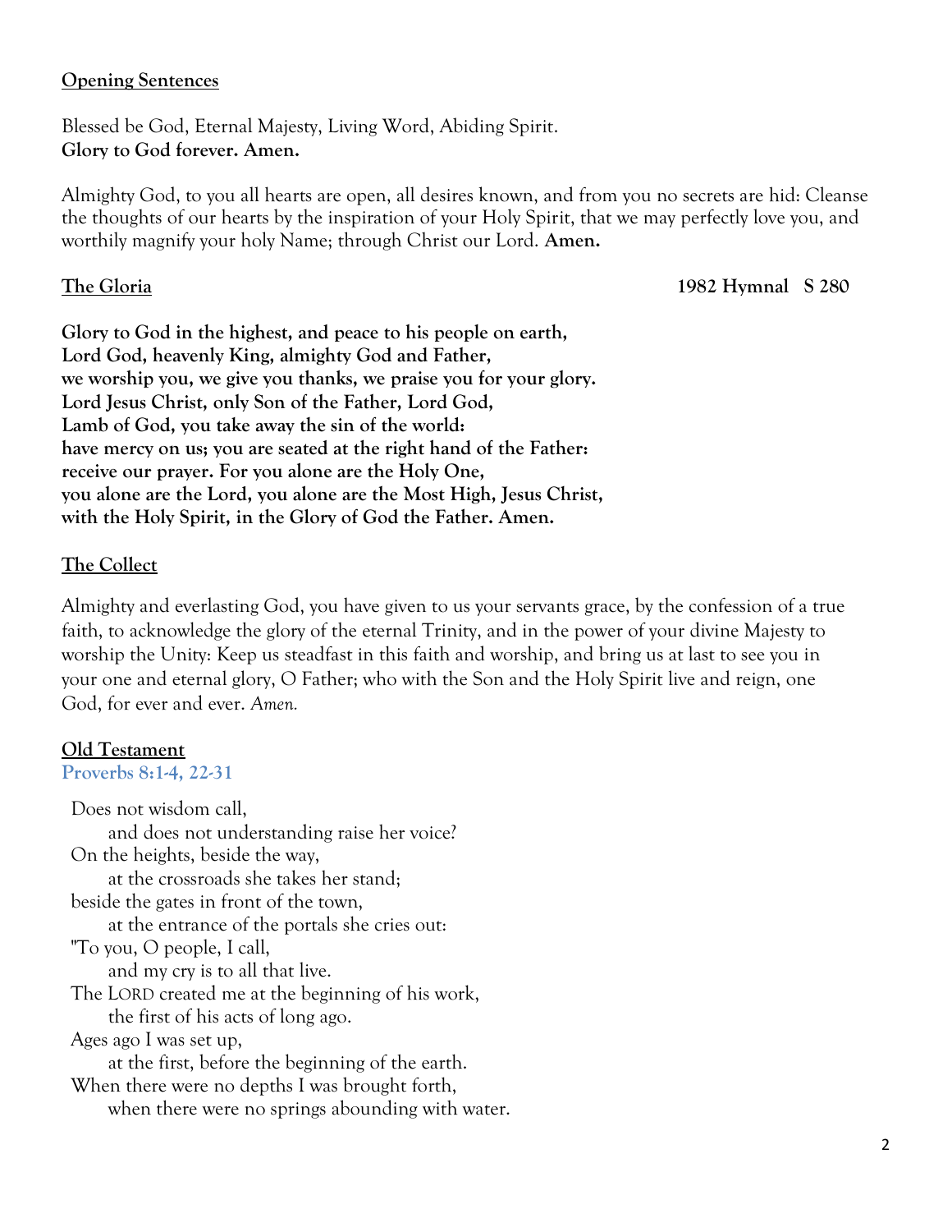**Opening Sentences**

Blessed be God, Eternal Majesty, Living Word, Abiding Spirit.
**Glory to God forever. Amen.**

Almighty God, to you all hearts are open, all desires known, and from you no secrets are hid: Cleanse the thoughts of our hearts by the inspiration of your Holy Spirit, that we may perfectly love you, and worthily magnify your holy Name; through Christ our Lord. **Amen.**

**The Gloria** **1982 Hymnal S 280**

**Glory to God in the highest, and peace to his people on earth,**
**Lord God, heavenly King, almighty God and Father,**
**we worship you, we give you thanks, we praise you for your glory.**
**Lord Jesus Christ, only Son of the Father, Lord God,**
**Lamb of God, you take away the sin of the world:**
**have mercy on us; you are seated at the right hand of the Father:**
**receive our prayer. For you alone are the Holy One,**
**you alone are the Lord, you alone are the Most High, Jesus Christ,**
**with the Holy Spirit, in the Glory of God the Father. Amen.**

**The Collect**

Almighty and everlasting God, you have given to us your servants grace, by the confession of a true faith, to acknowledge the glory of the eternal Trinity, and in the power of your divine Majesty to worship the Unity: Keep us steadfast in this faith and worship, and bring us at last to see you in your one and eternal glory, O Father; who with the Son and the Holy Spirit live and reign, one God, for ever and ever. *Amen.*

**Old Testament**
**Proverbs 8:1-4, 22-31**

Does not wisdom call,
    and does not understanding raise her voice?
On the heights, beside the way,
    at the crossroads she takes her stand;
beside the gates in front of the town,
    at the entrance of the portals she cries out:
"To you, O people, I call,
    and my cry is to all that live.
The LORD created me at the beginning of his work,
    the first of his acts of long ago.
Ages ago I was set up,
    at the first, before the beginning of the earth.
When there were no depths I was brought forth,
    when there were no springs abounding with water.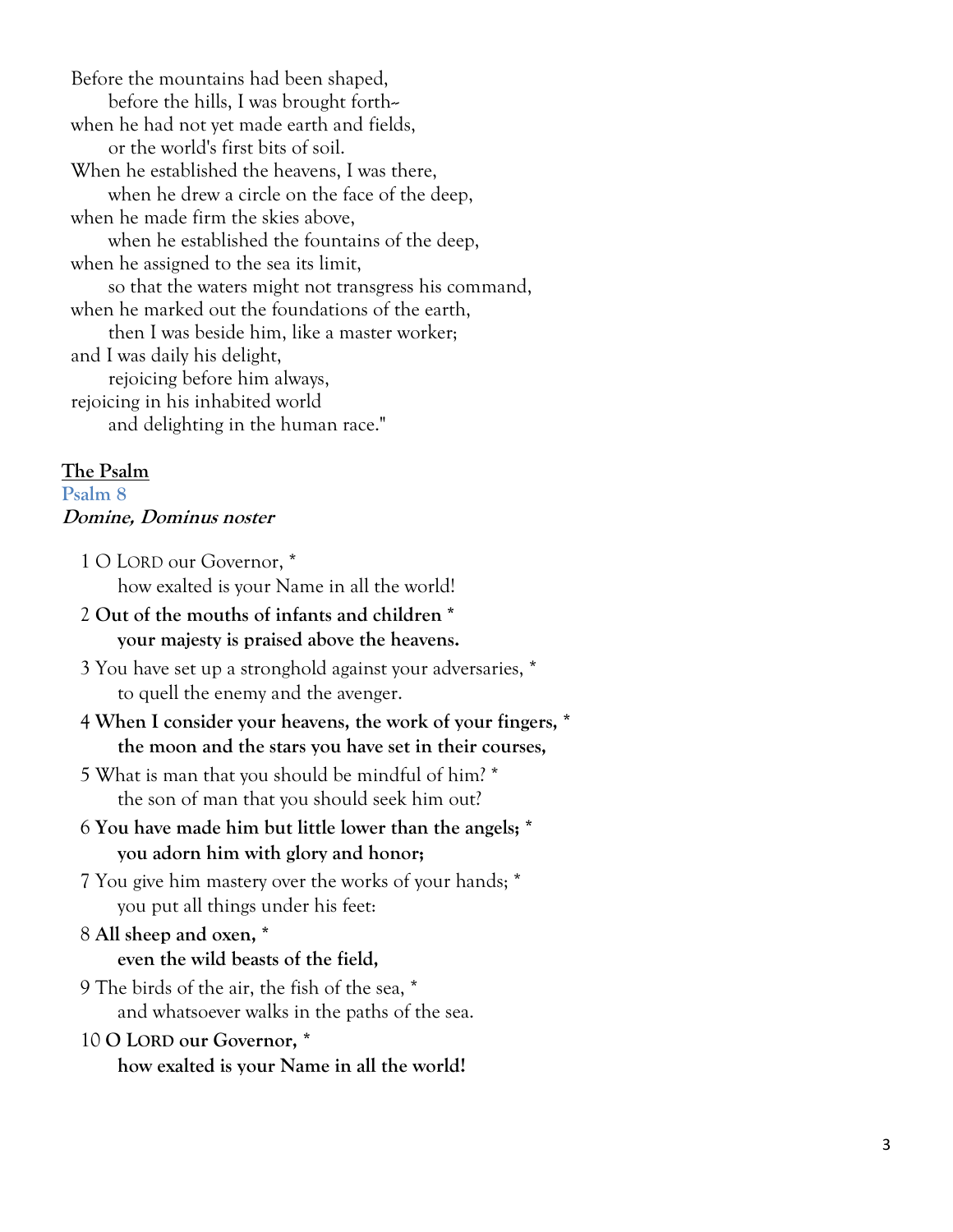Before the mountains had been shaped,
 before the hills, I was brought forth--
when he had not yet made earth and fields,
 or the world's first bits of soil.
When he established the heavens, I was there,
 when he drew a circle on the face of the deep,
when he made firm the skies above,
 when he established the fountains of the deep,
when he assigned to the sea its limit,
 so that the waters might not transgress his command,
when he marked out the foundations of the earth,
 then I was beside him, like a master worker;
and I was daily his delight,
 rejoicing before him always,
rejoicing in his inhabited world
 and delighting in the human race."

## The Psalm

### Psalm 8

***Domine, Dominus noster***

1 O LORD our Governor, *
 how exalted is your Name in all the world!

**2 Out of the mouths of infants and children ***
 **your majesty is praised above the heavens.**

3 You have set up a stronghold against your adversaries, *
 to quell the enemy and the avenger.

**4 When I consider your heavens, the work of your fingers, ***
 **the moon and the stars you have set in their courses,**

5 What is man that you should be mindful of him? *
 the son of man that you should seek him out?

**6 You have made him but little lower than the angels; ***
 **you adorn him with glory and honor;**

7 You give him mastery over the works of your hands; *
 you put all things under his feet:

**8 All sheep and oxen, ***
 **even the wild beasts of the field,**

9 The birds of the air, the fish of the sea, *
 and whatsoever walks in the paths of the sea.

**10 O LORD our Governor, ***
 **how exalted is your Name in all the world!**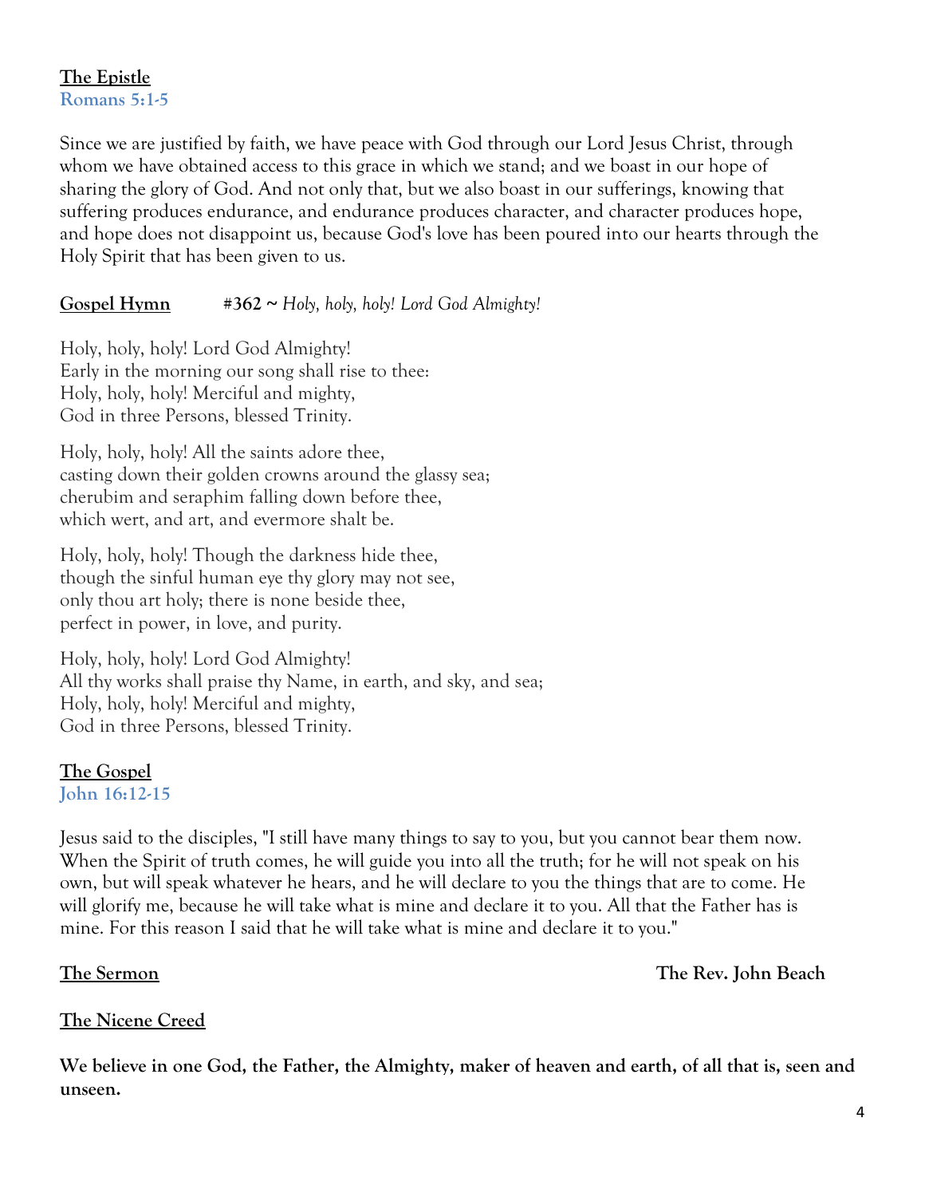**The Epistle**
**Romans 5:1-5**

Since we are justified by faith, we have peace with God through our Lord Jesus Christ, through whom we have obtained access to this grace in which we stand; and we boast in our hope of sharing the glory of God. And not only that, but we also boast in our sufferings, knowing that suffering produces endurance, and endurance produces character, and character produces hope, and hope does not disappoint us, because God's love has been poured into our hearts through the Holy Spirit that has been given to us.

**Gospel Hymn** **#362 ~** *Holy, holy, holy! Lord God Almighty!*

Holy, holy, holy! Lord God Almighty!
Early in the morning our song shall rise to thee:
Holy, holy, holy! Merciful and mighty,
God in three Persons, blessed Trinity.

Holy, holy, holy! All the saints adore thee,
casting down their golden crowns around the glassy sea;
cherubim and seraphim falling down before thee,
which wert, and art, and evermore shalt be.

Holy, holy, holy! Though the darkness hide thee,
though the sinful human eye thy glory may not see,
only thou art holy; there is none beside thee,
perfect in power, in love, and purity.

Holy, holy, holy! Lord God Almighty!
All thy works shall praise thy Name, in earth, and sky, and sea;
Holy, holy, holy! Merciful and mighty,
God in three Persons, blessed Trinity.

**The Gospel**
**John 16:12-15**

Jesus said to the disciples, "I still have many things to say to you, but you cannot bear them now. When the Spirit of truth comes, he will guide you into all the truth; for he will not speak on his own, but will speak whatever he hears, and he will declare to you the things that are to come. He will glorify me, because he will take what is mine and declare it to you. All that the Father has is mine. For this reason I said that he will take what is mine and declare it to you."

**The Sermon** **The Rev. John Beach**

**The Nicene Creed**

**We believe in one God, the Father, the Almighty, maker of heaven and earth, of all that is, seen and unseen.**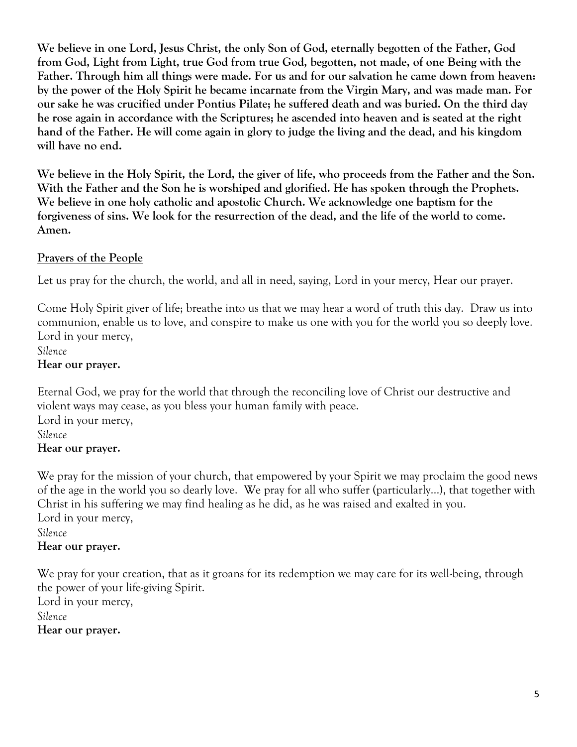**We believe in one Lord, Jesus Christ, the only Son of God, eternally begotten of the Father, God from God, Light from Light, true God from true God, begotten, not made, of one Being with the Father. Through him all things were made. For us and for our salvation he came down from heaven: by the power of the Holy Spirit he became incarnate from the Virgin Mary, and was made man. For our sake he was crucified under Pontius Pilate; he suffered death and was buried. On the third day he rose again in accordance with the Scriptures; he ascended into heaven and is seated at the right hand of the Father. He will come again in glory to judge the living and the dead, and his kingdom will have no end.**

**We believe in the Holy Spirit, the Lord, the giver of life, who proceeds from the Father and the Son. With the Father and the Son he is worshiped and glorified. He has spoken through the Prophets. We believe in one holy catholic and apostolic Church. We acknowledge one baptism for the forgiveness of sins. We look for the resurrection of the dead, and the life of the world to come. Amen.**

## Prayers of the People

Let us pray for the church, the world, and all in need, saying, Lord in your mercy, Hear our prayer.

Come Holy Spirit giver of life; breathe into us that we may hear a word of truth this day. Draw us into communion, enable us to love, and conspire to make us one with you for the world you so deeply love.
Lord in your mercy,
*Silence*
**Hear our prayer.**

Eternal God, we pray for the world that through the reconciling love of Christ our destructive and violent ways may cease, as you bless your human family with peace.
Lord in your mercy,
*Silence*
**Hear our prayer.**

We pray for the mission of your church, that empowered by your Spirit we may proclaim the good news of the age in the world you so dearly love. We pray for all who suffer (particularly…), that together with Christ in his suffering we may find healing as he did, as he was raised and exalted in you.
Lord in your mercy,
*Silence*
**Hear our prayer.**

We pray for your creation, that as it groans for its redemption we may care for its well-being, through the power of your life-giving Spirit.
Lord in your mercy,
*Silence*
**Hear our prayer.**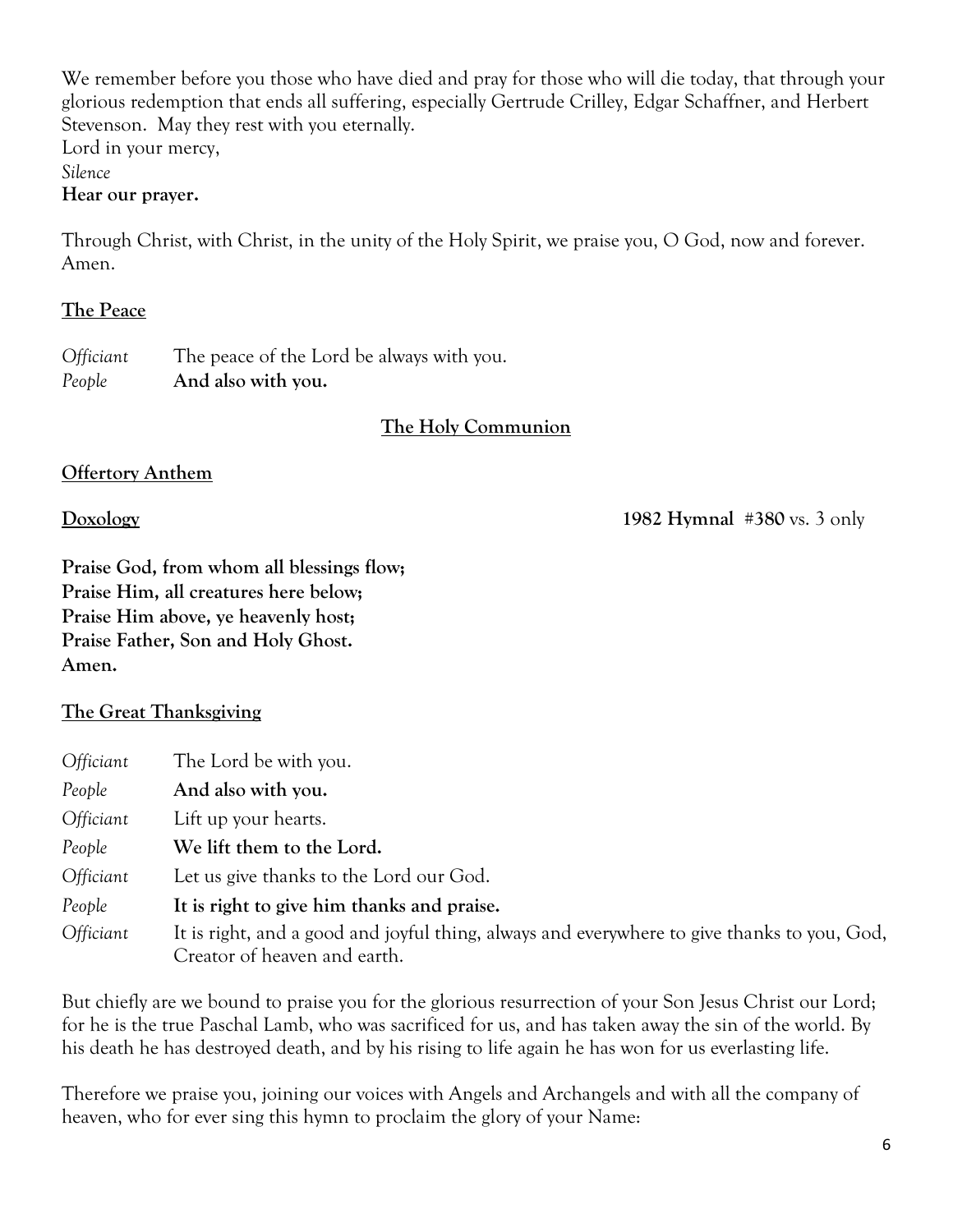We remember before you those who have died and pray for those who will die today, that through your glorious redemption that ends all suffering, especially Gertrude Crilley, Edgar Schaffner, and Herbert Stevenson. May they rest with you eternally.
Lord in your mercy,
*Silence*
**Hear our prayer.**

Through Christ, with Christ, in the unity of the Holy Spirit, we praise you, O God, now and forever. Amen.

**The Peace**

*Officiant* The peace of the Lord be always with you.
*People* **And also with you.**

**The Holy Communion**

**Offertory Anthem**

**Doxology** **1982 Hymnal** **#380** vs. 3 only

**Praise God, from whom all blessings flow;**
**Praise Him, all creatures here below;**
**Praise Him above, ye heavenly host;**
**Praise Father, Son and Holy Ghost.**
**Amen.**

**The Great Thanksgiving**

*Officiant* The Lord be with you.
*People* **And also with you.**
*Officiant* Lift up your hearts.
*People* **We lift them to the Lord.**
*Officiant* Let us give thanks to the Lord our God.
*People* **It is right to give him thanks and praise.**
*Officiant* It is right, and a good and joyful thing, always and everywhere to give thanks to you, God, Creator of heaven and earth.

But chiefly are we bound to praise you for the glorious resurrection of your Son Jesus Christ our Lord; for he is the true Paschal Lamb, who was sacrificed for us, and has taken away the sin of the world. By his death he has destroyed death, and by his rising to life again he has won for us everlasting life.

Therefore we praise you, joining our voices with Angels and Archangels and with all the company of heaven, who for ever sing this hymn to proclaim the glory of your Name: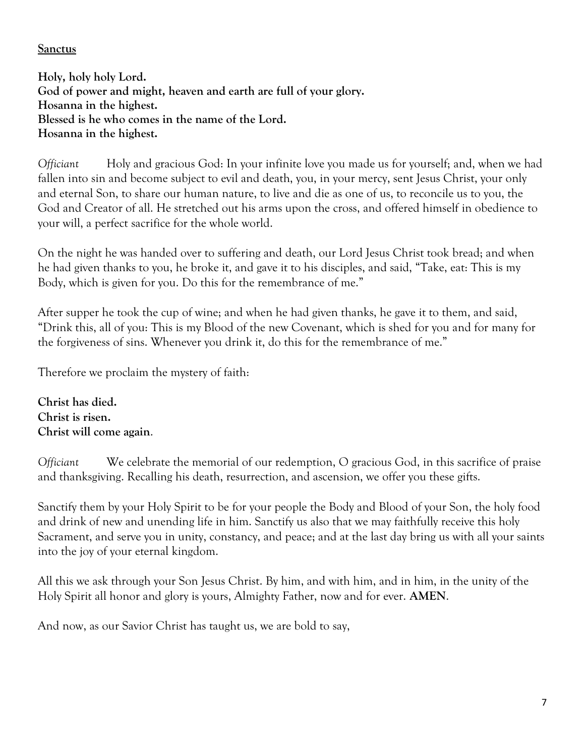**<u>Sanctus</u>**

**Holy, holy holy Lord.**
**God of power and might, heaven and earth are full of your glory.**
**Hosanna in the highest.**
**Blessed is he who comes in the name of the Lord.**
**Hosanna in the highest.**

*Officiant* Holy and gracious God: In your infinite love you made us for yourself; and, when we had fallen into sin and become subject to evil and death, you, in your mercy, sent Jesus Christ, your only and eternal Son, to share our human nature, to live and die as one of us, to reconcile us to you, the God and Creator of all. He stretched out his arms upon the cross, and offered himself in obedience to your will, a perfect sacrifice for the whole world.

On the night he was handed over to suffering and death, our Lord Jesus Christ took bread; and when he had given thanks to you, he broke it, and gave it to his disciples, and said, "Take, eat: This is my Body, which is given for you. Do this for the remembrance of me."

After supper he took the cup of wine; and when he had given thanks, he gave it to them, and said, "Drink this, all of you: This is my Blood of the new Covenant, which is shed for you and for many for the forgiveness of sins. Whenever you drink it, do this for the remembrance of me."

Therefore we proclaim the mystery of faith:

**Christ has died.**
**Christ is risen.**
**Christ will come again**.

*Officiant* We celebrate the memorial of our redemption, O gracious God, in this sacrifice of praise and thanksgiving. Recalling his death, resurrection, and ascension, we offer you these gifts.

Sanctify them by your Holy Spirit to be for your people the Body and Blood of your Son, the holy food and drink of new and unending life in him. Sanctify us also that we may faithfully receive this holy Sacrament, and serve you in unity, constancy, and peace; and at the last day bring us with all your saints into the joy of your eternal kingdom.

All this we ask through your Son Jesus Christ. By him, and with him, and in him, in the unity of the Holy Spirit all honor and glory is yours, Almighty Father, now and for ever. **AMEN**.

And now, as our Savior Christ has taught us, we are bold to say,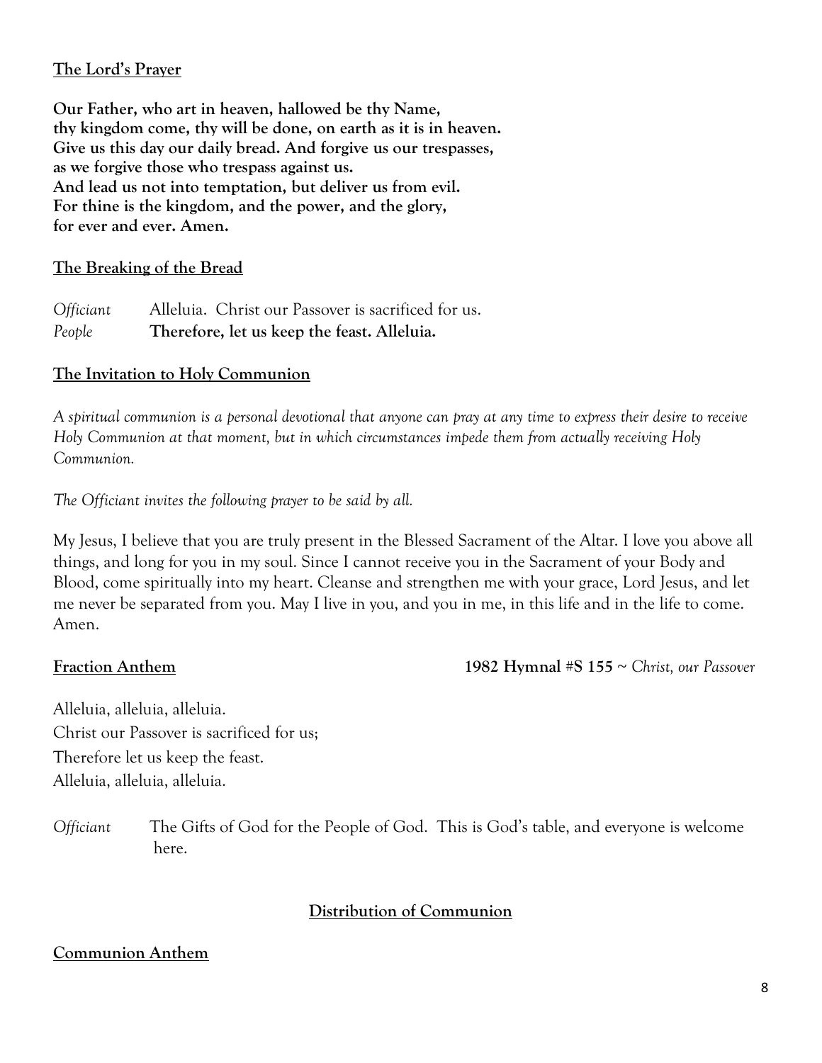**The Lord's Prayer**

**Our Father, who art in heaven, hallowed be thy Name,
thy kingdom come, thy will be done, on earth as it is in heaven.
Give us this day our daily bread. And forgive us our trespasses,
as we forgive those who trespass against us.
And lead us not into temptation, but deliver us from evil.
For thine is the kingdom, and the power, and the glory,
for ever and ever. Amen.**

**The Breaking of the Bread**

*Officiant* Alleluia. Christ our Passover is sacrificed for us.
*People* **Therefore, let us keep the feast. Alleluia.**

**The Invitation to Holy Communion**

*A spiritual communion is a personal devotional that anyone can pray at any time to express their desire to receive Holy Communion at that moment, but in which circumstances impede them from actually receiving Holy Communion.*

*The Officiant invites the following prayer to be said by all.*

My Jesus, I believe that you are truly present in the Blessed Sacrament of the Altar. I love you above all things, and long for you in my soul. Since I cannot receive you in the Sacrament of your Body and Blood, come spiritually into my heart. Cleanse and strengthen me with your grace, Lord Jesus, and let me never be separated from you. May I live in you, and you in me, in this life and in the life to come. Amen.

**Fraction Anthem** **1982 Hymnal #S 155** ~ *Christ, our Passover*

Alleluia, alleluia, alleluia.
Christ our Passover is sacrificed for us;
Therefore let us keep the feast.
Alleluia, alleluia, alleluia.

*Officiant* The Gifts of God for the People of God. This is God's table, and everyone is welcome here.

**Distribution of Communion**

**Communion Anthem**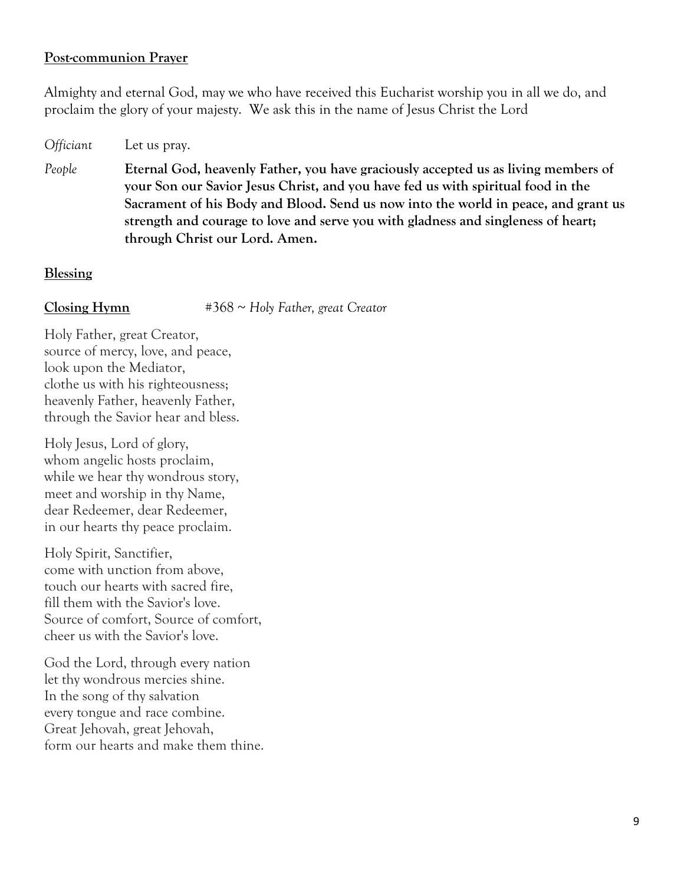**Post-communion Prayer**

Almighty and eternal God, may we who have received this Eucharist worship you in all we do, and proclaim the glory of your majesty. We ask this in the name of Jesus Christ the Lord

*Officiant* Let us pray.

*People* **Eternal God, heavenly Father, you have graciously accepted us as living members of your Son our Savior Jesus Christ, and you have fed us with spiritual food in the Sacrament of his Body and Blood. Send us now into the world in peace, and grant us strength and courage to love and serve you with gladness and singleness of heart; through Christ our Lord. Amen.**

**Blessing**

**Closing Hymn** #368 ~ *Holy Father, great Creator*

Holy Father, great Creator,
source of mercy, love, and peace,
look upon the Mediator,
clothe us with his righteousness;
heavenly Father, heavenly Father,
through the Savior hear and bless.

Holy Jesus, Lord of glory,
whom angelic hosts proclaim,
while we hear thy wondrous story,
meet and worship in thy Name,
dear Redeemer, dear Redeemer,
in our hearts thy peace proclaim.

Holy Spirit, Sanctifier,
come with unction from above,
touch our hearts with sacred fire,
fill them with the Savior's love.
Source of comfort, Source of comfort,
cheer us with the Savior's love.

God the Lord, through every nation
let thy wondrous mercies shine.
In the song of thy salvation
every tongue and race combine.
Great Jehovah, great Jehovah,
form our hearts and make them thine.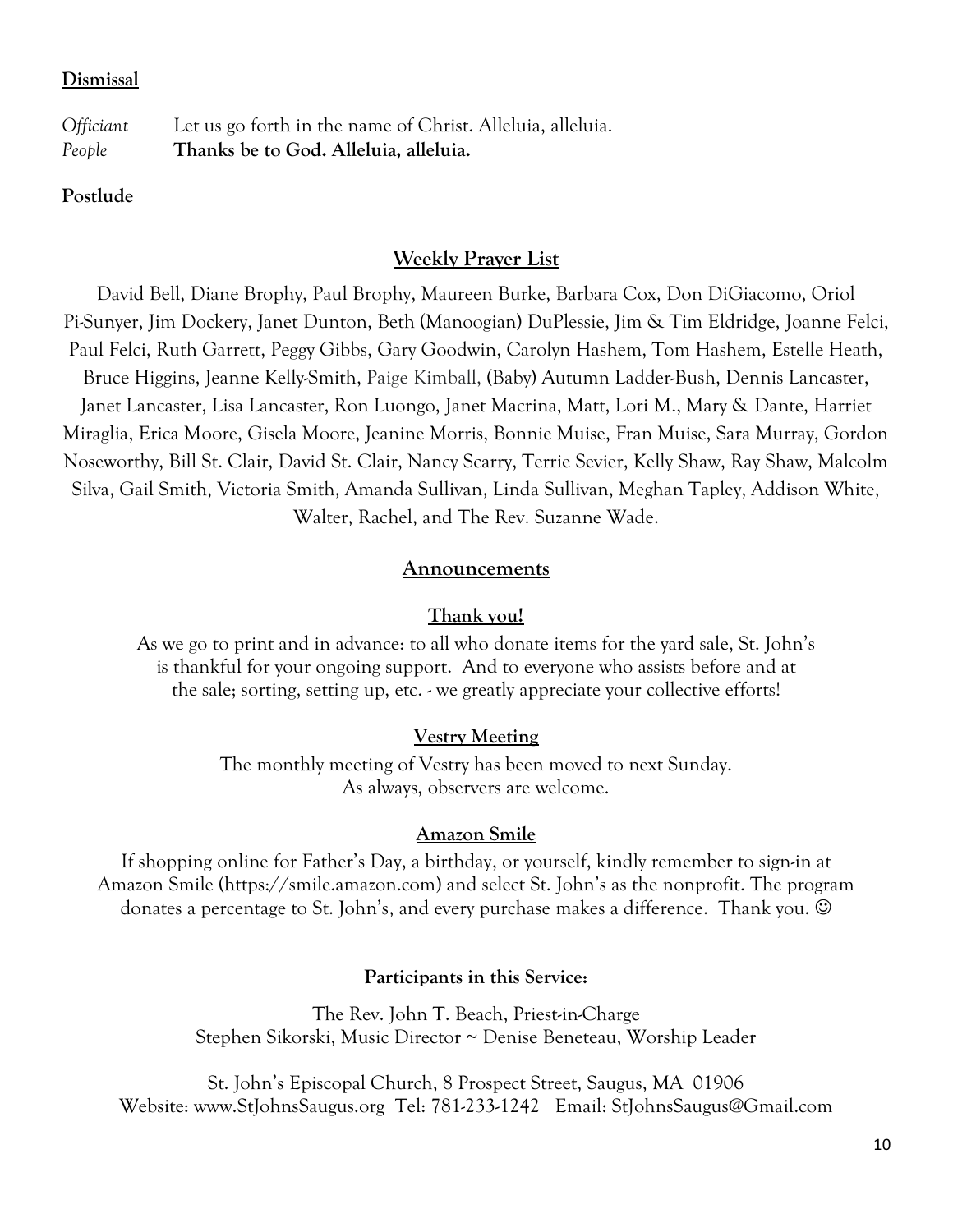**Dismissal**

*Officiant* Let us go forth in the name of Christ. Alleluia, alleluia.
*People* **Thanks be to God. Alleluia, alleluia.**

**Postlude**

## Weekly Prayer List

David Bell, Diane Brophy, Paul Brophy, Maureen Burke, Barbara Cox, Don DiGiacomo, Oriol Pi-Sunyer, Jim Dockery, Janet Dunton, Beth (Manoogian) DuPlessie, Jim & Tim Eldridge, Joanne Felci, Paul Felci, Ruth Garrett, Peggy Gibbs, Gary Goodwin, Carolyn Hashem, Tom Hashem, Estelle Heath, Bruce Higgins, Jeanne Kelly-Smith, Paige Kimball, (Baby) Autumn Ladder-Bush, Dennis Lancaster, Janet Lancaster, Lisa Lancaster, Ron Luongo, Janet Macrina, Matt, Lori M., Mary & Dante, Harriet Miraglia, Erica Moore, Gisela Moore, Jeanine Morris, Bonnie Muise, Fran Muise, Sara Murray, Gordon Noseworthy, Bill St. Clair, David St. Clair, Nancy Scarry, Terrie Sevier, Kelly Shaw, Ray Shaw, Malcolm Silva, Gail Smith, Victoria Smith, Amanda Sullivan, Linda Sullivan, Meghan Tapley, Addison White, Walter, Rachel, and The Rev. Suzanne Wade.

## Announcements

### Thank you!

As we go to print and in advance: to all who donate items for the yard sale, St. John's is thankful for your ongoing support. And to everyone who assists before and at the sale; sorting, setting up, etc. - we greatly appreciate your collective efforts!

### Vestry Meeting

The monthly meeting of Vestry has been moved to next Sunday.
As always, observers are welcome.

### Amazon Smile

If shopping online for Father's Day, a birthday, or yourself, kindly remember to sign-in at Amazon Smile (https://smile.amazon.com) and select St. John's as the nonprofit. The program donates a percentage to St. John's, and every purchase makes a difference. Thank you. ☺

### Participants in this Service:

The Rev. John T. Beach, Priest-in-Charge
Stephen Sikorski, Music Director ~ Denise Beneteau, Worship Leader

St. John's Episcopal Church, 8 Prospect Street, Saugus, MA 01906
Website: www.StJohnsSaugus.org Tel: 781-233-1242 Email: StJohnsSaugus@Gmail.com